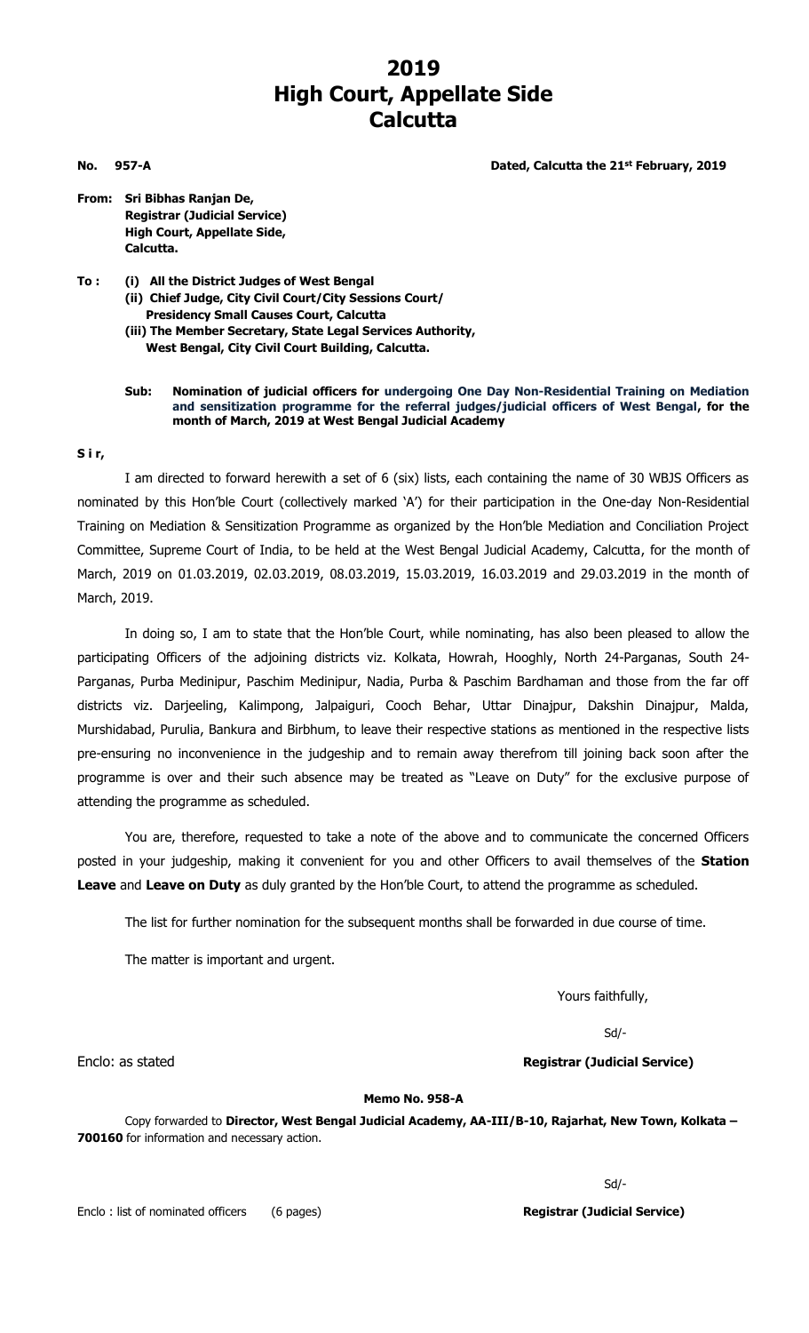# 2019
# High Court, Appellate Side
# Calcutta

**No. 957-A** **Dated, Calcutta the 21st February, 2019**

**From: Sri Bibhas Ranjan De,**
**Registrar (Judicial Service)**
**High Court, Appellate Side,**
**Calcutta.**

**To :**
**(i) All the District Judges of West Bengal**
**(ii) Chief Judge, City Civil Court/City Sessions Court/ Presidency Small Causes Court, Calcutta**
**(iii) The Member Secretary, State Legal Services Authority, West Bengal, City Civil Court Building, Calcutta.**

**Sub: Nomination of judicial officers for undergoing One Day Non-Residential Training on Mediation and sensitization programme for the referral judges/judicial officers of West Bengal, for the month of March, 2019 at West Bengal Judicial Academy**

**S i r,**

I am directed to forward herewith a set of 6 (six) lists, each containing the name of 30 WBJS Officers as nominated by this Hon'ble Court (collectively marked 'A') for their participation in the One-day Non-Residential Training on Mediation & Sensitization Programme as organized by the Hon'ble Mediation and Conciliation Project Committee, Supreme Court of India, to be held at the West Bengal Judicial Academy, Calcutta, for the month of March, 2019 on 01.03.2019, 02.03.2019, 08.03.2019, 15.03.2019, 16.03.2019 and 29.03.2019 in the month of March, 2019.

In doing so, I am to state that the Hon'ble Court, while nominating, has also been pleased to allow the participating Officers of the adjoining districts viz. Kolkata, Howrah, Hooghly, North 24-Parganas, South 24-Parganas, Purba Medinipur, Paschim Medinipur, Nadia, Purba & Paschim Bardhaman and those from the far off districts viz. Darjeeling, Kalimpong, Jalpaiguri, Cooch Behar, Uttar Dinajpur, Dakshin Dinajpur, Malda, Murshidabad, Purulia, Bankura and Birbhum, to leave their respective stations as mentioned in the respective lists pre-ensuring no inconvenience in the judgeship and to remain away therefrom till joining back soon after the programme is over and their such absence may be treated as "Leave on Duty" for the exclusive purpose of attending the programme as scheduled.

You are, therefore, requested to take a note of the above and to communicate the concerned Officers posted in your judgeship, making it convenient for you and other Officers to avail themselves of the **Station Leave** and **Leave on Duty** as duly granted by the Hon'ble Court, to attend the programme as scheduled.

The list for further nomination for the subsequent months shall be forwarded in due course of time.

The matter is important and urgent.

Yours faithfully,

Sd/-

Enclo: as stated **Registrar (Judicial Service)**

**Memo No. 958-A**

Copy forwarded to **Director, West Bengal Judicial Academy, AA-III/B-10, Rajarhat, New Town, Kolkata – 700160** for information and necessary action.

Sd/-

Enclo : list of nominated officers (6 pages) **Registrar (Judicial Service)**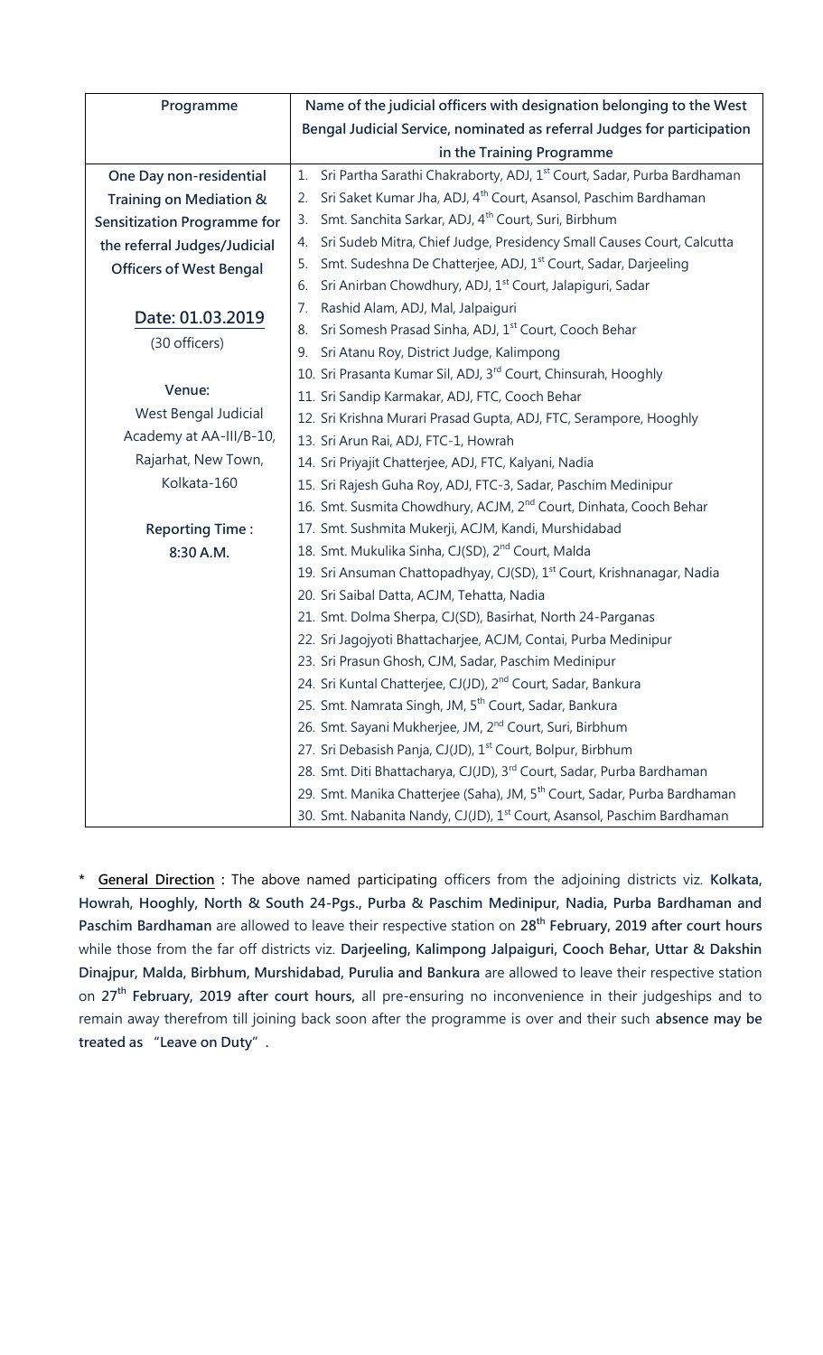| Programme | Name of the judicial officers with designation belonging to the West Bengal Judicial Service, nominated as referral Judges for participation in the Training Programme |
|---|---|
| **One Day non-residential Training on Mediation & Sensitization Programme for the referral Judges/Judicial Officers of West Bengal**<br><br>**Date: 01.03.2019**<br>(30 officers)<br><br>**Venue:**<br>West Bengal Judicial Academy at AA-III/B-10, Rajarhat, New Town, Kolkata-160<br><br>**Reporting Time :**<br>**8:30 A.M.** | 1. Sri Partha Sarathi Chakraborty, ADJ, 1st Court, Sadar, Purba Bardhaman<br>2. Sri Saket Kumar Jha, ADJ, 4th Court, Asansol, Paschim Bardhaman<br>3. Smt. Sanchita Sarkar, ADJ, 4th Court, Suri, Birbhum<br>4. Sri Sudeb Mitra, Chief Judge, Presidency Small Causes Court, Calcutta<br>5. Smt. Sudeshna De Chatterjee, ADJ, 1st Court, Sadar, Darjeeling<br>6. Sri Anirban Chowdhury, ADJ, 1st Court, Jalapiguri, Sadar<br>7. Rashid Alam, ADJ, Mal, Jalpaiguri<br>8. Sri Somesh Prasad Sinha, ADJ, 1st Court, Cooch Behar<br>9. Sri Atanu Roy, District Judge, Kalimpong<br>10. Sri Prasanta Kumar Sil, ADJ, 3rd Court, Chinsurah, Hooghly<br>11. Sri Sandip Karmakar, ADJ, FTC, Cooch Behar<br>12. Sri Krishna Murari Prasad Gupta, ADJ, FTC, Serampore, Hooghly<br>13. Sri Arun Rai, ADJ, FTC-1, Howrah<br>14. Sri Priyajit Chatterjee, ADJ, FTC, Kalyani, Nadia<br>15. Sri Rajesh Guha Roy, ADJ, FTC-3, Sadar, Paschim Medinipur<br>16. Smt. Susmita Chowdhury, ACJM, 2nd Court, Dinhata, Cooch Behar<br>17. Smt. Sushmita Mukerji, ACJM, Kandi, Murshidabad<br>18. Smt. Mukulika Sinha, CJ(SD), 2nd Court, Malda<br>19. Sri Ansuman Chattopadhyay, CJ(SD), 1st Court, Krishnanagar, Nadia<br>20. Sri Saibal Datta, ACJM, Tehatta, Nadia<br>21. Smt. Dolma Sherpa, CJ(SD), Basirhat, North 24-Parganas<br>22. Sri Jagojyoti Bhattacharjee, ACJM, Contai, Purba Medinipur<br>23. Sri Prasun Ghosh, CJM, Sadar, Paschim Medinipur<br>24. Sri Kuntal Chatterjee, CJ(JD), 2nd Court, Sadar, Bankura<br>25. Smt. Namrata Singh, JM, 5th Court, Sadar, Bankura<br>26. Smt. Sayani Mukherjee, JM, 2nd Court, Suri, Birbhum<br>27. Sri Debasish Panja, CJ(JD), 1st Court, Bolpur, Birbhum<br>28. Smt. Diti Bhattacharya, CJ(JD), 3rd Court, Sadar, Purba Bardhaman<br>29. Smt. Manika Chatterjee (Saha), JM, 5th Court, Sadar, Purba Bardhaman<br>30. Smt. Nabanita Nandy, CJ(JD), 1st Court, Asansol, Paschim Bardhaman |

* **General Direction :** The above named participating officers from the adjoining districts viz. **Kolkata, Howrah, Hooghly, North & South 24-Pgs., Purba & Paschim Medinipur, Nadia, Purba Bardhaman and Paschim Bardhaman** are allowed to leave their respective station on **28th February, 2019 after court hours** while those from the far off districts viz. **Darjeeling, Kalimpong Jalpaiguri, Cooch Behar, Uttar & Dakshin Dinajpur, Malda, Birbhum, Murshidabad, Purulia and Bankura** are allowed to leave their respective station on **27th February, 2019 after court hours,** all pre-ensuring no inconvenience in their judgeships and to remain away therefrom till joining back soon after the programme is over and their such **absence may be treated as "Leave on Duty"** .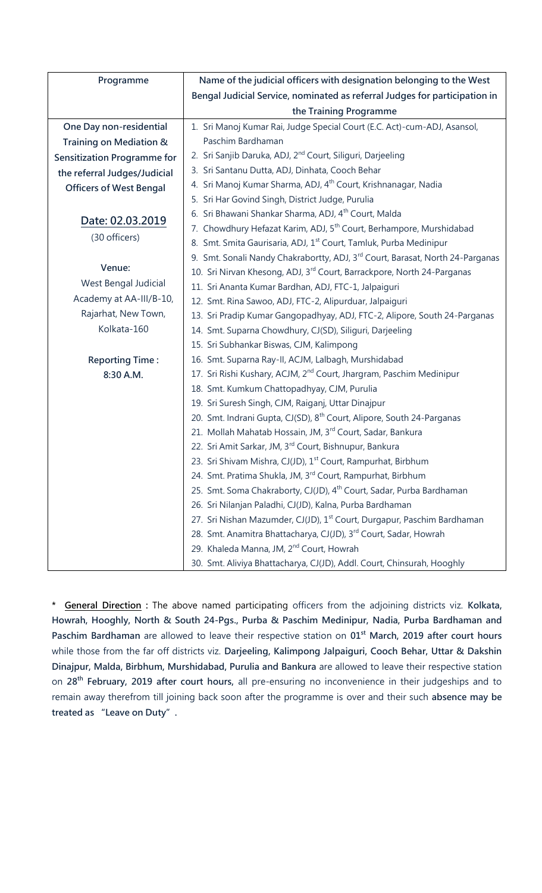| Programme | Name of the judicial officers with designation belonging to the West Bengal Judicial Service, nominated as referral Judges for participation in the Training Programme |
|---|---|
| **One Day non-residential Training on Mediation & Sensitization Programme for the referral Judges/Judicial Officers of West Bengal**<br><br>**Date: 02.03.2019**<br>(30 officers)<br><br>**Venue:**<br>West Bengal Judicial Academy at AA-III/B-10, Rajarhat, New Town, Kolkata-160<br><br>**Reporting Time :**<br>**8:30 A.M.** | 1. Sri Manoj Kumar Rai, Judge Special Court (E.C. Act)-cum-ADJ, Asansol, Paschim Bardhaman<br>2. Sri Sanjib Daruka, ADJ, 2nd Court, Siliguri, Darjeeling<br>3. Sri Santanu Dutta, ADJ, Dinhata, Cooch Behar<br>4. Sri Manoj Kumar Sharma, ADJ, 4th Court, Krishnanagar, Nadia<br>5. Sri Har Govind Singh, District Judge, Purulia<br>6. Sri Bhawani Shankar Sharma, ADJ, 4th Court, Malda<br>7. Chowdhury Hefazat Karim, ADJ, 5th Court, Berhampore, Murshidabad<br>8. Smt. Smita Gaurisaria, ADJ, 1st Court, Tamluk, Purba Medinipur<br>9. Smt. Sonali Nandy Chakrabortty, ADJ, 3rd Court, Barasat, North 24-Parganas<br>10. Sri Nirvan Khesong, ADJ, 3rd Court, Barrackpore, North 24-Parganas<br>11. Sri Ananta Kumar Bardhan, ADJ, FTC-1, Jalpaiguri<br>12. Smt. Rina Sawoo, ADJ, FTC-2, Alipurduar, Jalpaiguri<br>13. Sri Pradip Kumar Gangopadhyay, ADJ, FTC-2, Alipore, South 24-Parganas<br>14. Smt. Suparna Chowdhury, CJ(SD), Siliguri, Darjeeling<br>15. Sri Subhankar Biswas, CJM, Kalimpong<br>16. Smt. Suparna Ray-II, ACJM, Lalbagh, Murshidabad<br>17. Sri Rishi Kushary, ACJM, 2nd Court, Jhargram, Paschim Medinipur<br>18. Smt. Kumkum Chattopadhyay, CJM, Purulia<br>19. Sri Suresh Singh, CJM, Raiganj, Uttar Dinajpur<br>20. Smt. Indrani Gupta, CJ(SD), 8th Court, Alipore, South 24-Parganas<br>21. Mollah Mahatab Hossain, JM, 3rd Court, Sadar, Bankura<br>22. Sri Amit Sarkar, JM, 3rd Court, Bishnupur, Bankura<br>23. Sri Shivam Mishra, CJ(JD), 1st Court, Rampurhat, Birbhum<br>24. Smt. Pratima Shukla, JM, 3rd Court, Rampurhat, Birbhum<br>25. Smt. Soma Chakraborty, CJ(JD), 4th Court, Sadar, Purba Bardhaman<br>26. Sri Nilanjan Paladhi, CJ(JD), Kalna, Purba Bardhaman<br>27. Sri Nishan Mazumder, CJ(JD), 1st Court, Durgapur, Paschim Bardhaman<br>28. Smt. Anamitra Bhattacharya, CJ(JD), 3rd Court, Sadar, Howrah<br>29. Khaleda Manna, JM, 2nd Court, Howrah<br>30. Smt. Aliviya Bhattacharya, CJ(JD), Addl. Court, Chinsurah, Hooghly |

* **General Direction :** The above named participating officers from the adjoining districts viz. **Kolkata, Howrah, Hooghly, North & South 24-Pgs., Purba & Paschim Medinipur, Nadia, Purba Bardhaman and Paschim Bardhaman** are allowed to leave their respective station on **01st March, 2019 after court hours** while those from the far off districts viz. **Darjeeling, Kalimpong Jalpaiguri, Cooch Behar, Uttar & Dakshin Dinajpur, Malda, Birbhum, Murshidabad, Purulia and Bankura** are allowed to leave their respective station on **28th February, 2019 after court hours,** all pre-ensuring no inconvenience in their judgeships and to remain away therefrom till joining back soon after the programme is over and their such **absence may be treated as "Leave on Duty"**.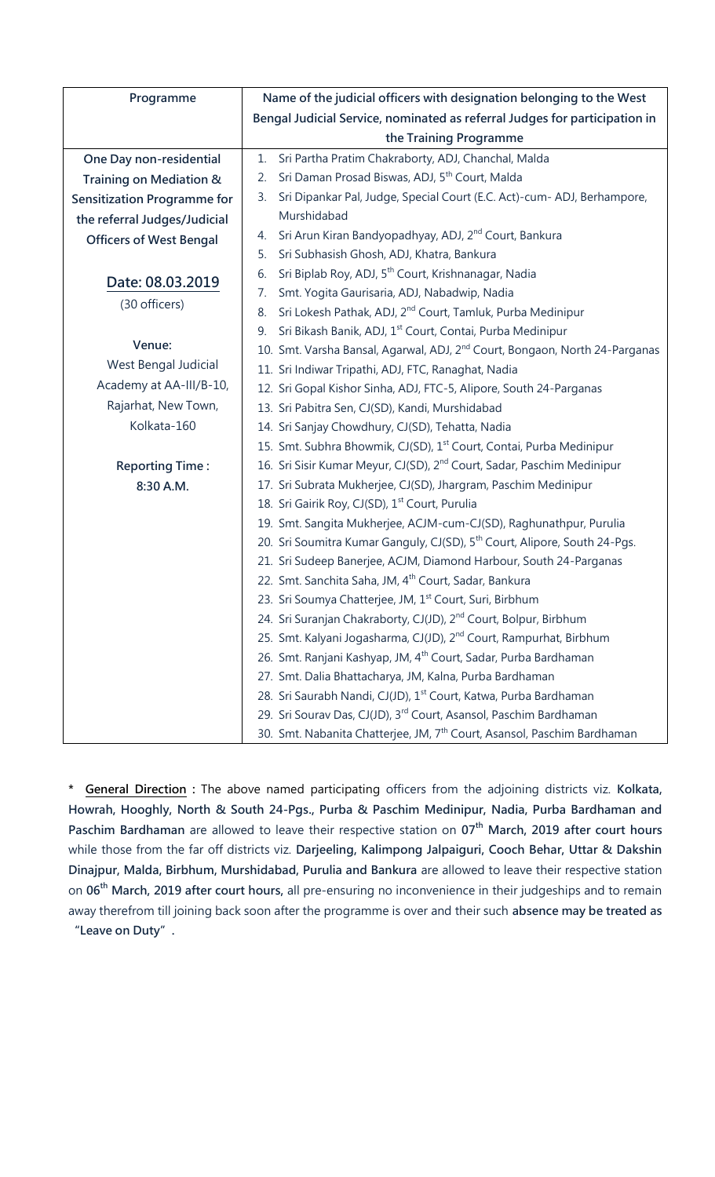| Programme | Name of the judicial officers with designation belonging to the West Bengal Judicial Service, nominated as referral Judges for participation in the Training Programme |
|---|---|
| **One Day non-residential Training on Mediation & Sensitization Programme for the referral Judges/Judicial Officers of West Bengal**<br><br>**Date: 08.03.2019**<br>(30 officers)<br><br>**Venue:**<br>West Bengal Judicial Academy at AA-III/B-10, Rajarhat, New Town, Kolkata-160<br><br>**Reporting Time :**<br>**8:30 A.M.** | 1. Sri Partha Pratim Chakraborty, ADJ, Chanchal, Malda<br>2. Sri Daman Prosad Biswas, ADJ, 5th Court, Malda<br>3. Sri Dipankar Pal, Judge, Special Court (E.C. Act)-cum- ADJ, Berhampore, Murshidabad<br>4. Sri Arun Kiran Bandyopadhyay, ADJ, 2nd Court, Bankura<br>5. Sri Subhasish Ghosh, ADJ, Khatra, Bankura<br>6. Sri Biplab Roy, ADJ, 5th Court, Krishnanagar, Nadia<br>7. Smt. Yogita Gaurisaria, ADJ, Nabadwip, Nadia<br>8. Sri Lokesh Pathak, ADJ, 2nd Court, Tamluk, Purba Medinipur<br>9. Sri Bikash Banik, ADJ, 1st Court, Contai, Purba Medinipur<br>10. Smt. Varsha Bansal, Agarwal, ADJ, 2nd Court, Bongaon, North 24-Parganas<br>11. Sri Indiwar Tripathi, ADJ, FTC, Ranaghat, Nadia<br>12. Sri Gopal Kishor Sinha, ADJ, FTC-5, Alipore, South 24-Parganas<br>13. Sri Pabitra Sen, CJ(SD), Kandi, Murshidabad<br>14. Sri Sanjay Chowdhury, CJ(SD), Tehatta, Nadia<br>15. Sri Subhra Bhowmik, CJ(SD), 1st Court, Contai, Purba Medinipur<br>16. Sri Sisir Kumar Meyur, CJ(SD), 2nd Court, Sadar, Paschim Medinipur<br>17. Sri Subrata Mukherjee, CJ(SD), Jhargram, Paschim Medinipur<br>18. Sri Gairik Roy, CJ(SD), 1st Court, Purulia<br>19. Smt. Sangita Mukherjee, ACJM-cum-CJ(SD), Raghunathpur, Purulia<br>20. Sri Soumitra Kumar Ganguly, CJ(SD), 5th Court, Alipore, South 24-Pgs.<br>21. Sri Sudeep Banerjee, ACJM, Diamond Harbour, South 24-Parganas<br>22. Smt. Sanchita Saha, JM, 4th Court, Sadar, Bankura<br>23. Sri Soumya Chatterjee, JM, 1st Court, Suri, Birbhum<br>24. Sri Suranjan Chakraborty, CJ(JD), 2nd Court, Bolpur, Birbhum<br>25. Smt. Kalyani Jogasharma, CJ(JD), 2nd Court, Rampurhat, Birbhum<br>26. Smt. Ranjani Kashyap, JM, 4th Court, Sadar, Purba Bardhaman<br>27. Smt. Dalia Bhattacharya, JM, Kalna, Purba Bardhaman<br>28. Sri Saurabh Nandi, CJ(JD), 1st Court, Katwa, Purba Bardhaman<br>29. Sri Sourav Das, CJ(JD), 3rd Court, Asansol, Paschim Bardhaman<br>30. Smt. Nabanita Chatterjee, JM, 7th Court, Asansol, Paschim Bardhaman |

* **General Direction :** The above named participating officers from the adjoining districts viz. **Kolkata, Howrah, Hooghly, North & South 24-Pgs., Purba & Paschim Medinipur, Nadia, Purba Bardhaman and Paschim Bardhaman** are allowed to leave their respective station on **07th March, 2019 after court hours** while those from the far off districts viz. **Darjeeling, Kalimpong Jalpaiguri, Cooch Behar, Uttar & Dakshin Dinajpur, Malda, Birbhum, Murshidabad, Purulia and Bankura** are allowed to leave their respective station on **06th March, 2019 after court hours,** all pre-ensuring no inconvenience in their judgeships and to remain away therefrom till joining back soon after the programme is over and their such **absence may be treated as "Leave on Duty"**.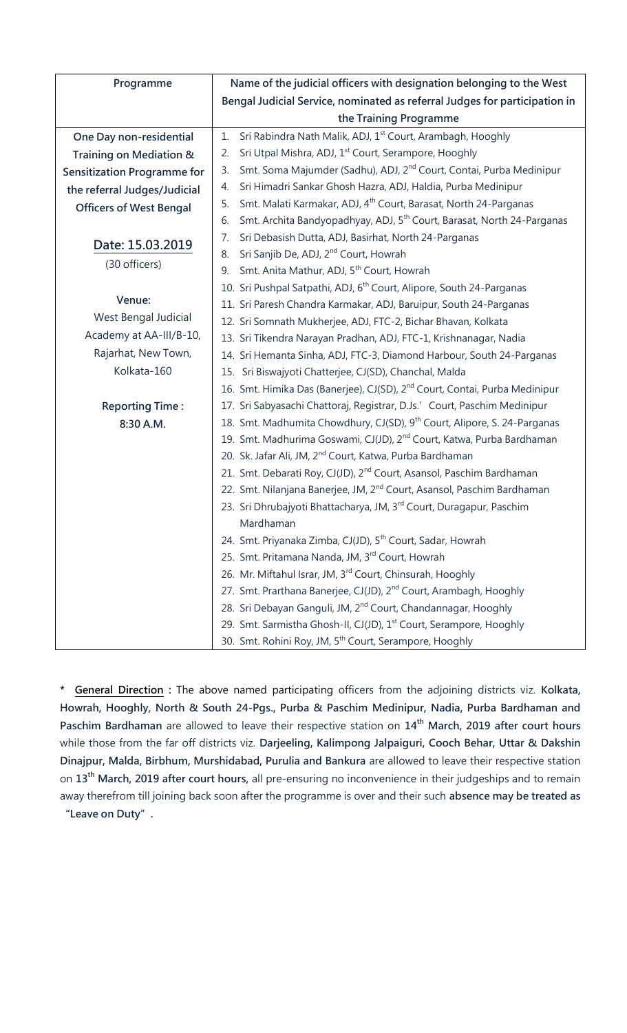| Programme | Name of the judicial officers with designation belonging to the West Bengal Judicial Service, nominated as referral Judges for participation in the Training Programme |
|---|---|
| **One Day non-residential Training on Mediation & Sensitization Programme for the referral Judges/Judicial Officers of West Bengal**<br><br>**Date: 15.03.2019**<br>(30 officers)<br><br>**Venue:**<br>West Bengal Judicial Academy at AA-III/B-10, Rajarhat, New Town, Kolkata-160<br><br>**Reporting Time :**<br>**8:30 A.M.** | 1. Sri Rabindra Nath Malik, ADJ, 1st Court, Arambagh, Hooghly<br>2. Sri Utpal Mishra, ADJ, 1st Court, Serampore, Hooghly<br>3. Smt. Soma Majumder (Sadhu), ADJ, 2nd Court, Contai, Purba Medinipur<br>4. Sri Himadri Sankar Ghosh Hazra, ADJ, Haldia, Purba Medinipur<br>5. Smt. Malati Karmakar, ADJ, 4th Court, Barasat, North 24-Parganas<br>6. Smt. Archita Bandyopadhyay, ADJ, 5th Court, Barasat, North 24-Parganas<br>7. Sri Debasish Dutta, ADJ, Basirhat, North 24-Parganas<br>8. Sri Sanjib De, ADJ, 2nd Court, Howrah<br>9. Smt. Anita Mathur, ADJ, 5th Court, Howrah<br>10. Sri Pushpal Satpathi, ADJ, 6th Court, Alipore, South 24-Parganas<br>11. Sri Paresh Chandra Karmakar, ADJ, Baruipur, South 24-Parganas<br>12. Sri Somnath Mukherjee, ADJ, FTC-2, Bichar Bhavan, Kolkata<br>13. Sri Tikendra Narayan Pradhan, ADJ, FTC-1, Krishnanagar, Nadia<br>14. Sri Hemanta Sinha, ADJ, FTC-3, Diamond Harbour, South 24-Parganas<br>15. Sri Biswajyoti Chatterjee, CJ(SD), Chanchal, Malda<br>16. Smt. Himika Das (Banerjee), CJ(SD), 2nd Court, Contai, Purba Medinipur<br>17. Sri Sabyasachi Chattoraj, Registrar, D.Js.' Court, Paschim Medinipur<br>18. Smt. Madhumita Chowdhury, CJ(SD), 9th Court, Alipore, S. 24-Parganas<br>19. Smt. Madhurima Goswami, CJ(JD), 2nd Court, Katwa, Purba Bardhaman<br>20. Sk. Jafar Ali, JM, 2nd Court, Katwa, Purba Bardhaman<br>21. Smt. Debarati Roy, CJ(JD), 2nd Court, Asansol, Paschim Bardhaman<br>22. Smt. Nilanjana Banerjee, JM, 2nd Court, Asansol, Paschim Bardhaman<br>23. Sri Dhrubajyoti Bhattacharya, JM, 3rd Court, Duragapur, Paschim Mardhaman<br>24. Smt. Priyanaka Zimba, CJ(JD), 5th Court, Sadar, Howrah<br>25. Smt. Pritamana Nanda, JM, 3rd Court, Howrah<br>26. Mr. Miftahul Israr, JM, 3rd Court, Chinsurah, Hooghly<br>27. Smt. Prarthana Banerjee, CJ(JD), 2nd Court, Arambagh, Hooghly<br>28. Sri Debayan Ganguli, JM, 2nd Court, Chandannagar, Hooghly<br>29. Smt. Sarmistha Ghosh-II, CJ(JD), 1st Court, Serampore, Hooghly<br>30. Smt. Rohini Roy, JM, 5th Court, Serampore, Hooghly |

\* **General Direction :** The above named participating officers from the adjoining districts viz. **Kolkata, Howrah, Hooghly, North & South 24-Pgs., Purba & Paschim Medinipur, Nadia, Purba Bardhaman and Paschim Bardhaman** are allowed to leave their respective station on **14th March, 2019 after court hours** while those from the far off districts viz. **Darjeeling, Kalimpong Jalpaiguri, Cooch Behar, Uttar & Dakshin Dinajpur, Malda, Birbhum, Murshidabad, Purulia and Bankura** are allowed to leave their respective station on **13th March, 2019 after court hours,** all pre-ensuring no inconvenience in their judgeships and to remain away therefrom till joining back soon after the programme is over and their such **absence may be treated as "Leave on Duty"**.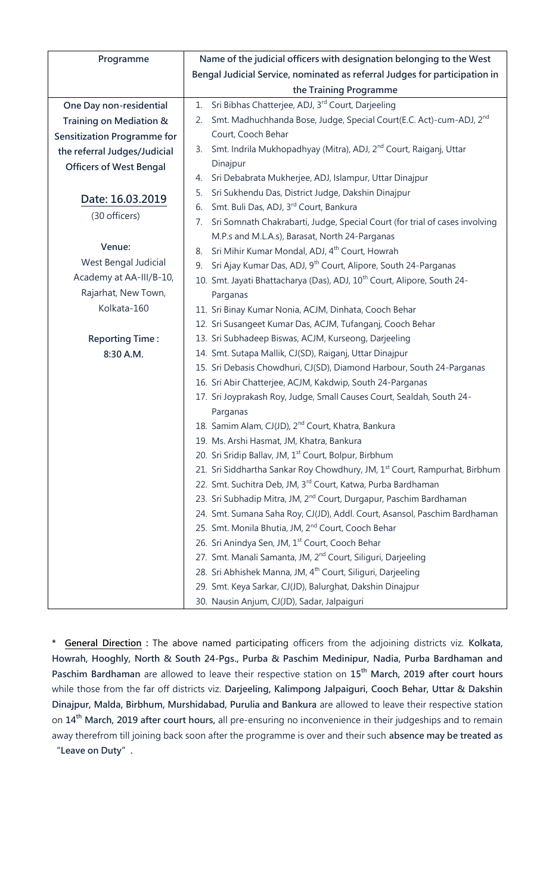| Programme | Name of the judicial officers with designation belonging to the West Bengal Judicial Service, nominated as referral Judges for participation in the Training Programme |
|---|---|
| **One Day non-residential Training on Mediation & Sensitization Programme for the referral Judges/Judicial Officers of West Bengal**<br><br>**Date: 16.03.2019**<br>(30 officers)<br><br>**Venue:**<br>West Bengal Judicial Academy at AA-III/B-10, Rajarhat, New Town, Kolkata-160<br><br>**Reporting Time :**<br>**8:30 A.M.** | 1. Sri Bibhas Chatterjee, ADJ, 3rd Court, Darjeeling<br>2. Smt. Madhuchhanda Bose, Judge, Special Court(E.C. Act)-cum-ADJ, 2nd Court, Cooch Behar<br>3. Smt. Indrila Mukhopadhyay (Mitra), ADJ, 2nd Court, Raiganj, Uttar Dinajpur<br>4. Sri Debabrata Mukherjee, ADJ, Islampur, Uttar Dinajpur<br>5. Sri Sukhendu Das, District Judge, Dakshin Dinajpur<br>6. Smt. Buli Das, ADJ, 3rd Court, Bankura<br>7. Sri Somnath Chakrabarti, Judge, Special Court (for trial of cases involving M.P.s and M.L.A.s), Barasat, North 24-Parganas<br>8. Sri Mihir Kumar Mondal, ADJ, 4th Court, Howrah<br>9. Sri Ajay Kumar Das, ADJ, 9th Court, Alipore, South 24-Parganas<br>10. Smt. Jayati Bhattacharya (Das), ADJ, 10th Court, Alipore, South 24-Parganas<br>11. Sri Binay Kumar Nonia, ACJM, Dinhata, Cooch Behar<br>12. Sri Susangeet Kumar Das, ACJM, Tufanganj, Cooch Behar<br>13. Sri Subhadeep Biswas, ACJM, Kurseong, Darjeeling<br>14. Smt. Sutapa Mallik, CJ(SD), Raiganj, Uttar Dinajpur<br>15. Sri Debasis Chowdhuri, CJ(SD), Diamond Harbour, South 24-Parganas<br>16. Sri Abir Chatterjee, ACJM, Kakdwip, South 24-Parganas<br>17. Sri Joyprakash Roy, Judge, Small Causes Court, Sealdah, South 24-Parganas<br>18. Samim Alam, CJ(JD), 2nd Court, Khatra, Bankura<br>19. Ms. Arshi Hasmat, JM, Khatra, Bankura<br>20. Sri Sridip Ballav, JM, 1st Court, Bolpur, Birbhum<br>21. Sri Siddhartha Sankar Roy Chowdhury, JM, 1st Court, Rampurhat, Birbhum<br>22. Smt. Suchitra Deb, JM, 3rd Court, Katwa, Purba Bardhaman<br>23. Sri Subhadip Mitra, JM, 2nd Court, Durgapur, Paschim Bardhaman<br>24. Smt. Sumana Saha Roy, CJ(JD), Addl. Court, Asansol, Paschim Bardhaman<br>25. Smt. Monila Bhutia, JM, 2nd Court, Cooch Behar<br>26. Sri Anindya Sen, JM, 1st Court, Cooch Behar<br>27. Smt. Manali Samanta, JM, 2nd Court, Siliguri, Darjeeling<br>28. Sri Abhishek Manna, JM, 4th Court, Siliguri, Darjeeling<br>29. Smt. Keya Sarkar, CJ(JD), Balurghat, Dakshin Dinajpur<br>30. Nausin Anjum, CJ(JD), Sadar, Jalpaiguri |

\* **General Direction :** The above named participating officers from the adjoining districts viz. **Kolkata, Howrah, Hooghly, North & South 24-Pgs., Purba & Paschim Medinipur, Nadia, Purba Bardhaman and Paschim Bardhaman** are allowed to leave their respective station on **15th March, 2019 after court hours** while those from the far off districts viz. **Darjeeling, Kalimpong Jalpaiguri, Cooch Behar, Uttar & Dakshin Dinajpur, Malda, Birbhum, Murshidabad, Purulia and Bankura** are allowed to leave their respective station on **14th March, 2019 after court hours,** all pre-ensuring no inconvenience in their judgeships and to remain away therefrom till joining back soon after the programme is over and their such **absence may be treated as "Leave on Duty"**.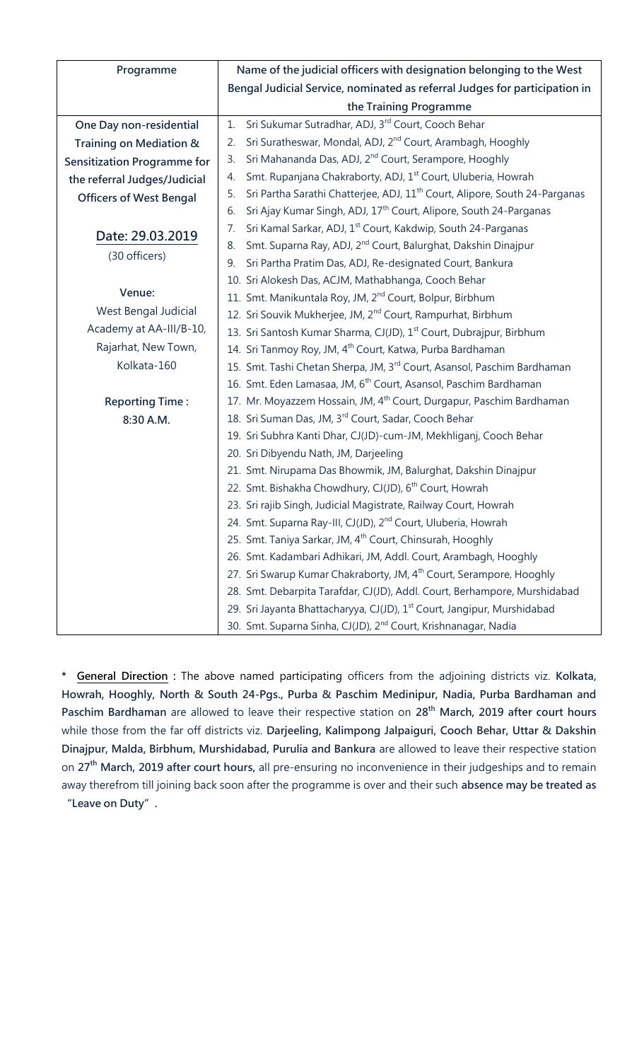| Programme | Name of the judicial officers with designation belonging to the West Bengal Judicial Service, nominated as referral Judges for participation in the Training Programme |
|---|---|
| **One Day non-residential Training on Mediation & Sensitization Programme for the referral Judges/Judicial Officers of West Bengal**<br><br>**Date: 29.03.2019**<br>(30 officers)<br><br>**Venue:**<br>West Bengal Judicial Academy at AA-III/B-10, Rajarhat, New Town, Kolkata-160<br><br>**Reporting Time :**<br>**8:30 A.M.** | 1. Sri Sukumar Sutradhar, ADJ, 3rd Court, Cooch Behar<br>2. Sri Suratheswar, Mondal, ADJ, 2nd Court, Arambagh, Hooghly<br>3. Sri Mahananda Das, ADJ, 2nd Court, Serampore, Hooghly<br>4. Smt. Rupanjana Chakraborty, ADJ, 1st Court, Uluberia, Howrah<br>5. Sri Partha Sarathi Chatterjee, ADJ, 11th Court, Alipore, South 24-Parganas<br>6. Sri Ajay Kumar Singh, ADJ, 17th Court, Alipore, South 24-Parganas<br>7. Sri Kamal Sarkar, ADJ, 1st Court, Kakdwip, South 24-Parganas<br>8. Smt. Suparna Ray, ADJ, 2nd Court, Balurghat, Dakshin Dinajpur<br>9. Sri Partha Pratim Das, ADJ, Re-designated Court, Bankura<br>10. Sri Alokesh Das, ACJM, Mathabhanga, Cooch Behar<br>11. Smt. Manikuntala Roy, JM, 2nd Court, Bolpur, Birbhum<br>12. Sri Souvik Mukherjee, JM, 2nd Court, Rampurhat, Birbhum<br>13. Sri Santosh Kumar Sharma, CJ(JD), 1st Court, Dubrajpur, Birbhum<br>14. Sri Tanmoy Roy, JM, 4th Court, Katwa, Purba Bardhaman<br>15. Smt. Tashi Chetan Sherpa, JM, 3rd Court, Asansol, Paschim Bardhaman<br>16. Smt. Eden Lamasaa, JM, 6th Court, Asansol, Paschim Bardhaman<br>17. Mr. Moyazzem Hossain, JM, 4th Court, Durgapur, Paschim Bardhaman<br>18. Sri Suman Das, JM, 3rd Court, Sadar, Cooch Behar<br>19. Sri Subhra Kanti Dhar, CJ(JD)-cum-JM, Mekhliganj, Cooch Behar<br>20. Sri Dibyendu Nath, JM, Darjeeling<br>21. Smt. Nirupama Das Bhowmik, JM, Balurghat, Dakshin Dinajpur<br>22. Smt. Bishakha Chowdhury, CJ(JD), 6th Court, Howrah<br>23. Sri rajib Singh, Judicial Magistrate, Railway Court, Howrah<br>24. Smt. Suparna Ray-III, CJ(JD), 2nd Court, Uluberia, Howrah<br>25. Smt. Taniya Sarkar, JM, 4th Court, Chinsurah, Hooghly<br>26. Smt. Kadambari Adhikari, JM, Addl. Court, Arambagh, Hooghly<br>27. Sri Swarup Kumar Chakraborty, JM, 4th Court, Serampore, Hooghly<br>28. Smt. Debarpita Tarafdar, CJ(JD), Addl. Court, Berhampore, Murshidabad<br>29. Sri Jayanta Bhattacharyya, CJ(JD), 1st Court, Jangipur, Murshidabad<br>30. Smt. Suparna Sinha, CJ(JD), 2nd Court, Krishnanagar, Nadia |

\* **General Direction :** The above named participating officers from the adjoining districts viz. **Kolkata, Howrah, Hooghly, North & South 24-Pgs., Purba & Paschim Medinipur, Nadia, Purba Bardhaman and Paschim Bardhaman** are allowed to leave their respective station on **28th March, 2019 after court hours** while those from the far off districts viz. **Darjeeling, Kalimpong Jalpaiguri, Cooch Behar, Uttar & Dakshin Dinajpur, Malda, Birbhum, Murshidabad, Purulia and Bankura** are allowed to leave their respective station on **27th March, 2019 after court hours,** all pre-ensuring no inconvenience in their judgeships and to remain away therefrom till joining back soon after the programme is over and their such **absence may be treated as "Leave on Duty".**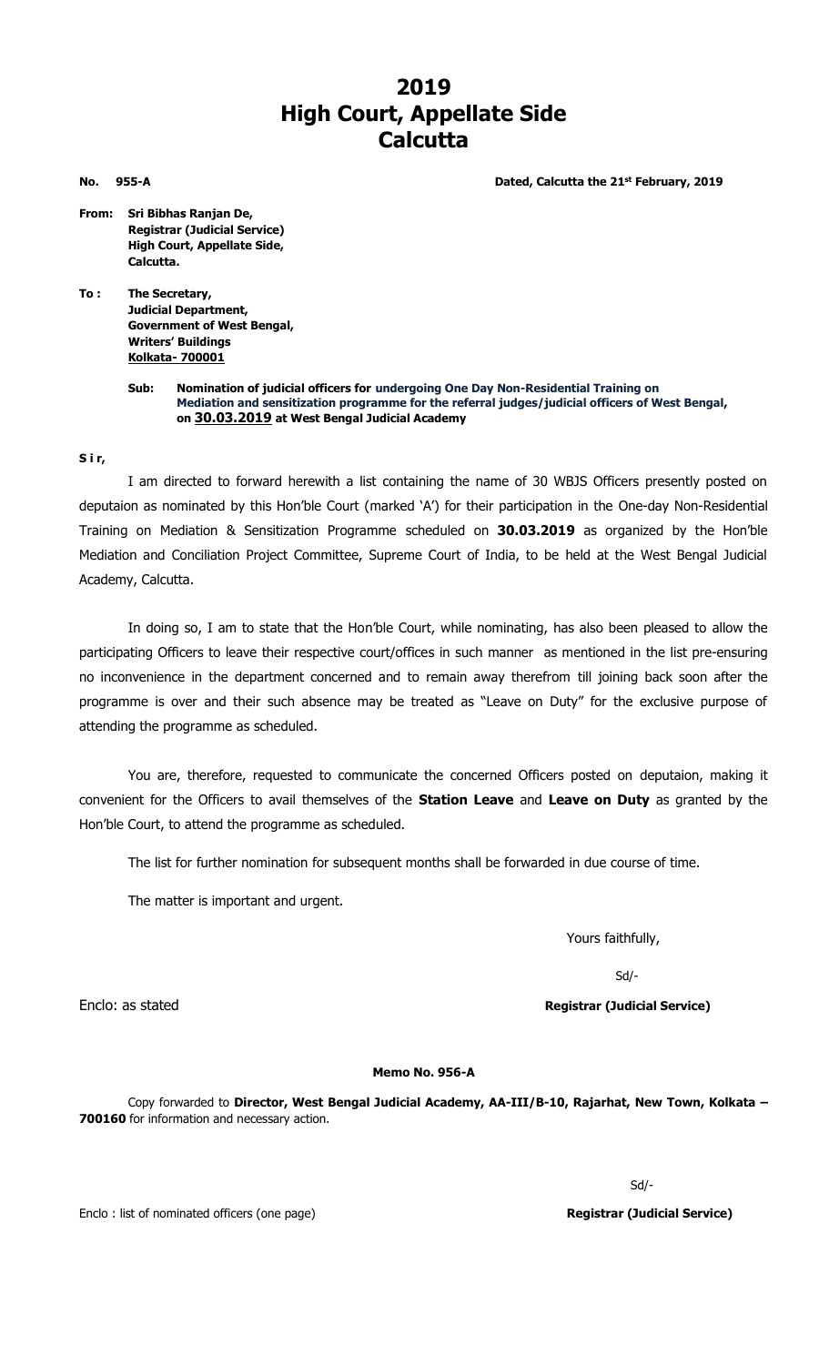# 2019
# High Court, Appellate Side
# Calcutta

**No. 955-A** **Dated, Calcutta the 21st February, 2019**

**From: Sri Bibhas Ranjan De,**
**Registrar (Judicial Service)**
**High Court, Appellate Side,**
**Calcutta.**

**To : The Secretary,**
**Judicial Department,**
**Government of West Bengal,**
**Writers' Buildings**
**Kolkata- 700001**

**Sub: Nomination of judicial officers for undergoing One Day Non-Residential Training on Mediation and sensitization programme for the referral judges/judicial officers of West Bengal, on 30.03.2019 at West Bengal Judicial Academy**

**S i r,**

I am directed to forward herewith a list containing the name of 30 WBJS Officers presently posted on deputaion as nominated by this Hon'ble Court (marked 'A') for their participation in the One-day Non-Residential Training on Mediation & Sensitization Programme scheduled on **30.03.2019** as organized by the Hon'ble Mediation and Conciliation Project Committee, Supreme Court of India, to be held at the West Bengal Judicial Academy, Calcutta.

In doing so, I am to state that the Hon'ble Court, while nominating, has also been pleased to allow the participating Officers to leave their respective court/offices in such manner as mentioned in the list pre-ensuring no inconvenience in the department concerned and to remain away therefrom till joining back soon after the programme is over and their such absence may be treated as "Leave on Duty" for the exclusive purpose of attending the programme as scheduled.

You are, therefore, requested to communicate the concerned Officers posted on deputaion, making it convenient for the Officers to avail themselves of the **Station Leave** and **Leave on Duty** as granted by the Hon'ble Court, to attend the programme as scheduled.

The list for further nomination for subsequent months shall be forwarded in due course of time.

The matter is important and urgent.

Yours faithfully,

Sd/-

Enclo: as stated **Registrar (Judicial Service)**

**Memo No. 956-A**

Copy forwarded to **Director, West Bengal Judicial Academy, AA-III/B-10, Rajarhat, New Town, Kolkata – 700160** for information and necessary action.

Sd/-

Enclo : list of nominated officers (one page) **Registrar (Judicial Service)**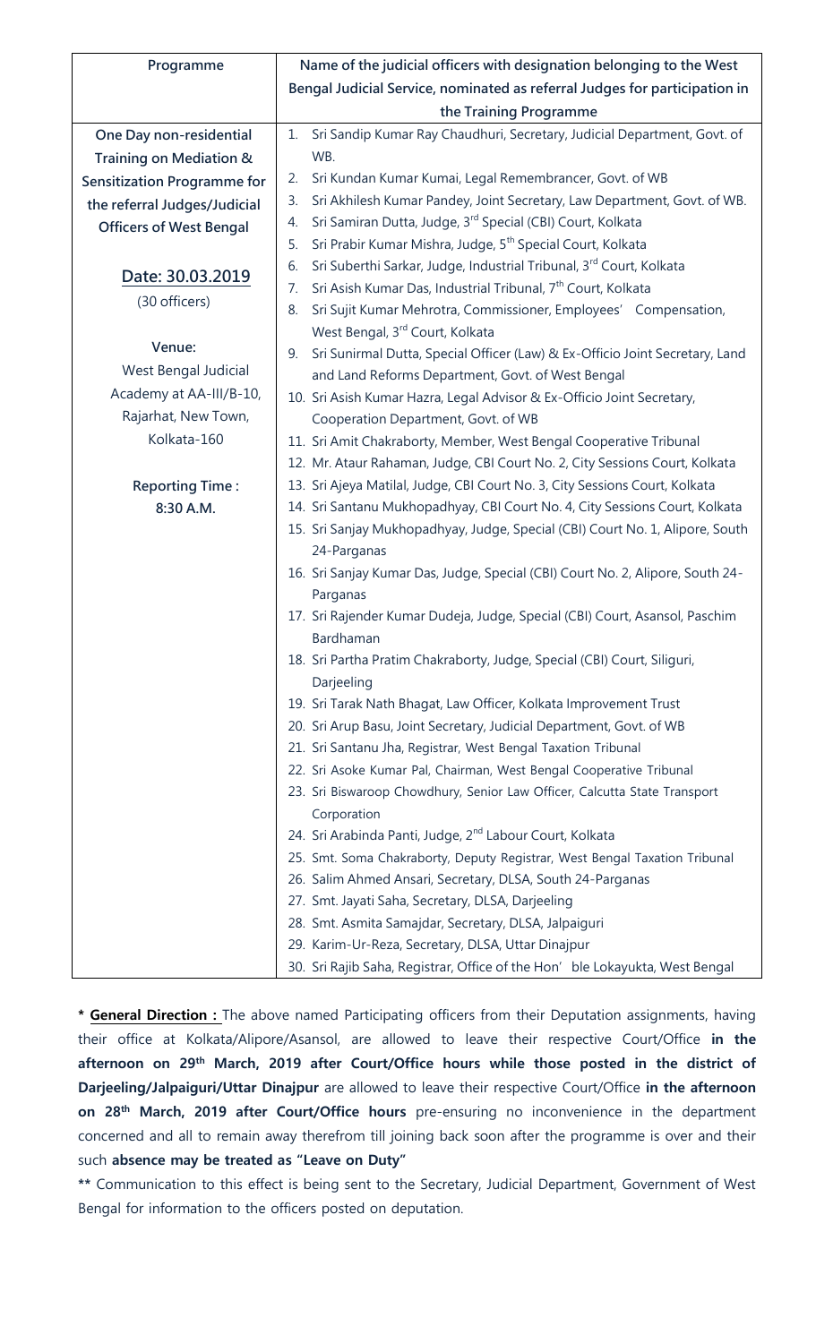| Programme | Name of the judicial officers with designation belonging to the West Bengal Judicial Service, nominated as referral Judges for participation in the Training Programme |
|---|---|
| **One Day non-residential Training on Mediation & Sensitization Programme for the referral Judges/Judicial Officers of West Bengal**<br><br>**Date: 30.03.2019**<br>(30 officers)<br><br>**Venue:**<br>West Bengal Judicial Academy at AA-III/B-10, Rajarhat, New Town, Kolkata-160<br><br>**Reporting Time : 8:30 A.M.** | 1. Sri Sandip Kumar Ray Chaudhuri, Secretary, Judicial Department, Govt. of WB.<br>2. Sri Kundan Kumar Kumai, Legal Remembrancer, Govt. of WB<br>3. Sri Akhilesh Kumar Pandey, Joint Secretary, Law Department, Govt. of WB.<br>4. Sri Samiran Dutta, Judge, 3rd Special (CBI) Court, Kolkata<br>5. Sri Prabir Kumar Mishra, Judge, 5th Special Court, Kolkata<br>6. Sri Suberthi Sarkar, Judge, Industrial Tribunal, 3rd Court, Kolkata<br>7. Sri Asish Kumar Das, Industrial Tribunal, 7th Court, Kolkata<br>8. Sri Sujit Kumar Mehrotra, Commissioner, Employees' Compensation, West Bengal, 3rd Court, Kolkata<br>9. Sri Sunirmal Dutta, Special Officer (Law) & Ex-Officio Joint Secretary, Land and Land Reforms Department, Govt. of West Bengal<br>10. Sri Asish Kumar Hazra, Legal Advisor & Ex-Officio Joint Secretary, Cooperation Department, Govt. of WB<br>11. Sri Amit Chakraborty, Member, West Bengal Cooperative Tribunal<br>12. Mr. Ataur Rahaman, Judge, CBI Court No. 2, City Sessions Court, Kolkata<br>13. Sri Ajeya Matilal, Judge, CBI Court No. 3, City Sessions Court, Kolkata<br>14. Sri Santanu Mukhopadhyay, CBI Court No. 4, City Sessions Court, Kolkata<br>15. Sri Sanjay Mukhopadhyay, Judge, Special (CBI) Court No. 1, Alipore, South 24-Parganas<br>16. Sri Sanjay Kumar Das, Judge, Special (CBI) Court No. 2, Alipore, South 24-Parganas<br>17. Sri Rajender Kumar Dudeja, Judge, Special (CBI) Court, Asansol, Paschim Bardhaman<br>18. Sri Partha Pratim Chakraborty, Judge, Special (CBI) Court, Siliguri, Darjeeling<br>19. Sri Tarak Nath Bhagat, Law Officer, Kolkata Improvement Trust<br>20. Sri Arup Basu, Joint Secretary, Judicial Department, Govt. of WB<br>21. Sri Santanu Jha, Registrar, West Bengal Taxation Tribunal<br>22. Sri Asoke Kumar Pal, Chairman, West Bengal Cooperative Tribunal<br>23. Sri Biswaroop Chowdhury, Senior Law Officer, Calcutta State Transport Corporation<br>24. Sri Arabinda Panti, Judge, 2nd Labour Court, Kolkata<br>25. Smt. Soma Chakraborty, Deputy Registrar, West Bengal Taxation Tribunal<br>26. Salim Ahmed Ansari, Secretary, DLSA, South 24-Parganas<br>27. Smt. Jayati Saha, Secretary, DLSA, Darjeeling<br>28. Smt. Asmita Samajdar, Secretary, DLSA, Jalpaiguri<br>29. Karim-Ur-Reza, Secretary, DLSA, Uttar Dinajpur<br>30. Sri Rajib Saha, Registrar, Office of the Hon' ble Lokayukta, West Bengal |

* **General Direction :** The above named Participating officers from their Deputation assignments, having their office at Kolkata/Alipore/Asansol, are allowed to leave their respective Court/Office **in the afternoon on 29th March, 2019 after Court/Office hours while those posted in the district of Darjeeling/Jalpaiguri/Uttar Dinajpur** are allowed to leave their respective Court/Office **in the afternoon on 28th March, 2019 after Court/Office hours** pre-ensuring no inconvenience in the department concerned and all to remain away therefrom till joining back soon after the programme is over and their such **absence may be treated as "Leave on Duty"**

** Communication to this effect is being sent to the Secretary, Judicial Department, Government of West Bengal for information to the officers posted on deputation.